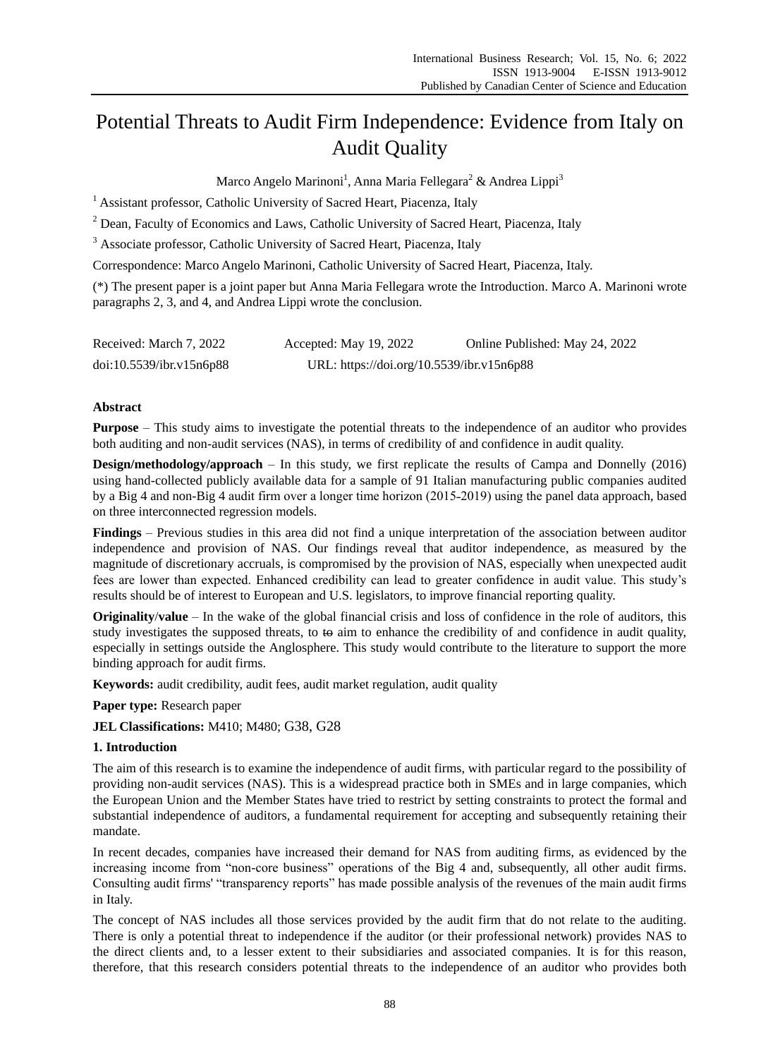# Potential Threats to Audit Firm Independence: Evidence from Italy on Audit Quality

Marco Angelo Marinoni[1], Anna Maria Fellegara[2] & Andrea Lippi[3]

[1] Assistant professor, Catholic University of Sacred Heart, Piacenza, Italy

[2] Dean, Faculty of Economics and Laws, Catholic University of Sacred Heart, Piacenza, Italy

[3] Associate professor, Catholic University of Sacred Heart, Piacenza, Italy

Correspondence: Marco Angelo Marinoni, Catholic University of Sacred Heart, Piacenza, Italy.

(*) The present paper is a joint paper but Anna Maria Fellegara wrote the Introduction. Marco A. Marinoni wrote paragraphs 2, 3, and 4, and Andrea Lippi wrote the conclusion.

Received: March 7, 2022 Accepted: May 19, 2022 Online Published: May 24, 2022

doi:10.5539/ibr.v15n6p88 URL: https://doi.org/10.5539/ibr.v15n6p88

**Abstract**

**Purpose** – This study aims to investigate the potential threats to the independence of an auditor who provides both auditing and non-audit services (NAS), in terms of credibility of and confidence in audit quality.

**Design/methodology/approach** – In this study, we first replicate the results of Campa and Donnelly (2016) using hand-collected publicly available data for a sample of 91 Italian manufacturing public companies audited by a Big 4 and non-Big 4 audit firm over a longer time horizon (2015-2019) using the panel data approach, based on three interconnected regression models.

**Findings** – Previous studies in this area did not find a unique interpretation of the association between auditor independence and provision of NAS. Our findings reveal that auditor independence, as measured by the magnitude of discretionary accruals, is compromised by the provision of NAS, especially when unexpected audit fees are lower than expected. Enhanced credibility can lead to greater confidence in audit value. This study's results should be of interest to European and U.S. legislators, to improve financial reporting quality.

**Originality/value** – In the wake of the global financial crisis and loss of confidence in the role of auditors, this study investigates the supposed threats, to ~~to~~ aim to enhance the credibility of and confidence in audit quality, especially in settings outside the Anglosphere. This study would contribute to the literature to support the more binding approach for audit firms.

**Keywords:** audit credibility, audit fees, audit market regulation, audit quality

**Paper type:** Research paper

**JEL Classifications:** M410; M480; G38, G28

## 1. Introduction

The aim of this research is to examine the independence of audit firms, with particular regard to the possibility of providing non-audit services (NAS). This is a widespread practice both in SMEs and in large companies, which the European Union and the Member States have tried to restrict by setting constraints to protect the formal and substantial independence of auditors, a fundamental requirement for accepting and subsequently retaining their mandate.

In recent decades, companies have increased their demand for NAS from auditing firms, as evidenced by the increasing income from "non-core business" operations of the Big 4 and, subsequently, all other audit firms. Consulting audit firms' "transparency reports" has made possible analysis of the revenues of the main audit firms in Italy.

The concept of NAS includes all those services provided by the audit firm that do not relate to the auditing. There is only a potential threat to independence if the auditor (or their professional network) provides NAS to the direct clients and, to a lesser extent to their subsidiaries and associated companies. It is for this reason, therefore, that this research considers potential threats to the independence of an auditor who provides both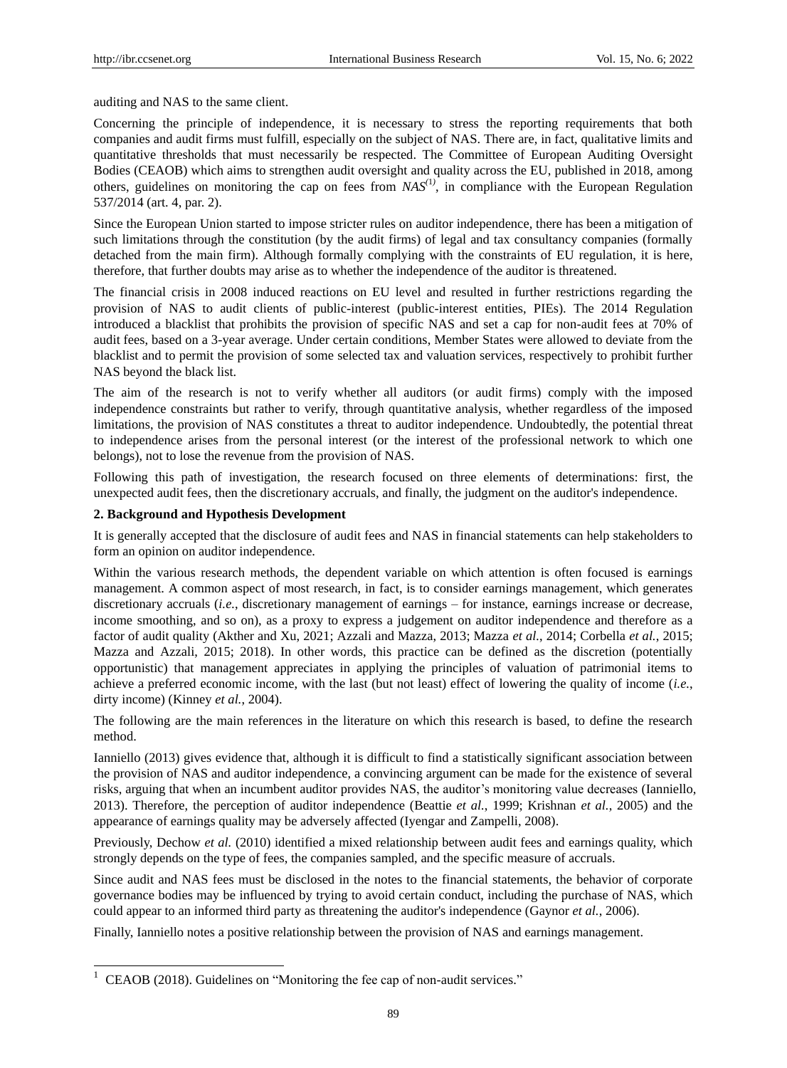auditing and NAS to the same client.

Concerning the principle of independence, it is necessary to stress the reporting requirements that both companies and audit firms must fulfill, especially on the subject of NAS. There are, in fact, qualitative limits and quantitative thresholds that must necessarily be respected. The Committee of European Auditing Oversight Bodies (CEAOB) which aims to strengthen audit oversight and quality across the EU, published in 2018, among others, guidelines on monitoring the cap on fees from *NAS*[(1)], in compliance with the European Regulation 537/2014 (art. 4, par. 2).

Since the European Union started to impose stricter rules on auditor independence, there has been a mitigation of such limitations through the constitution (by the audit firms) of legal and tax consultancy companies (formally detached from the main firm). Although formally complying with the constraints of EU regulation, it is here, therefore, that further doubts may arise as to whether the independence of the auditor is threatened.

The financial crisis in 2008 induced reactions on EU level and resulted in further restrictions regarding the provision of NAS to audit clients of public-interest (public-interest entities, PIEs). The 2014 Regulation introduced a blacklist that prohibits the provision of specific NAS and set a cap for non-audit fees at 70% of audit fees, based on a 3-year average. Under certain conditions, Member States were allowed to deviate from the blacklist and to permit the provision of some selected tax and valuation services, respectively to prohibit further NAS beyond the black list.

The aim of the research is not to verify whether all auditors (or audit firms) comply with the imposed independence constraints but rather to verify, through quantitative analysis, whether regardless of the imposed limitations, the provision of NAS constitutes a threat to auditor independence. Undoubtedly, the potential threat to independence arises from the personal interest (or the interest of the professional network to which one belongs), not to lose the revenue from the provision of NAS.

Following this path of investigation, the research focused on three elements of determinations: first, the unexpected audit fees, then the discretionary accruals, and finally, the judgment on the auditor's independence.

## 2. Background and Hypothesis Development

It is generally accepted that the disclosure of audit fees and NAS in financial statements can help stakeholders to form an opinion on auditor independence.

Within the various research methods, the dependent variable on which attention is often focused is earnings management. A common aspect of most research, in fact, is to consider earnings management, which generates discretionary accruals (*i.e.*, discretionary management of earnings – for instance, earnings increase or decrease, income smoothing, and so on), as a proxy to express a judgement on auditor independence and therefore as a factor of audit quality (Akther and Xu, 2021; Azzali and Mazza, 2013; Mazza *et al.*, 2014; Corbella *et al.*, 2015; Mazza and Azzali, 2015; 2018). In other words, this practice can be defined as the discretion (potentially opportunistic) that management appreciates in applying the principles of valuation of patrimonial items to achieve a preferred economic income, with the last (but not least) effect of lowering the quality of income (*i.e.*, dirty income) (Kinney *et al.*, 2004).

The following are the main references in the literature on which this research is based, to define the research method.

Ianniello (2013) gives evidence that, although it is difficult to find a statistically significant association between the provision of NAS and auditor independence, a convincing argument can be made for the existence of several risks, arguing that when an incumbent auditor provides NAS, the auditor's monitoring value decreases (Ianniello, 2013). Therefore, the perception of auditor independence (Beattie *et al.*, 1999; Krishnan *et al.*, 2005) and the appearance of earnings quality may be adversely affected (Iyengar and Zampelli, 2008).

Previously, Dechow *et al.* (2010) identified a mixed relationship between audit fees and earnings quality, which strongly depends on the type of fees, the companies sampled, and the specific measure of accruals.

Since audit and NAS fees must be disclosed in the notes to the financial statements, the behavior of corporate governance bodies may be influenced by trying to avoid certain conduct, including the purchase of NAS, which could appear to an informed third party as threatening the auditor's independence (Gaynor *et al.*, 2006).

Finally, Ianniello notes a positive relationship between the provision of NAS and earnings management.

---

[1] CEAOB (2018). Guidelines on "Monitoring the fee cap of non-audit services."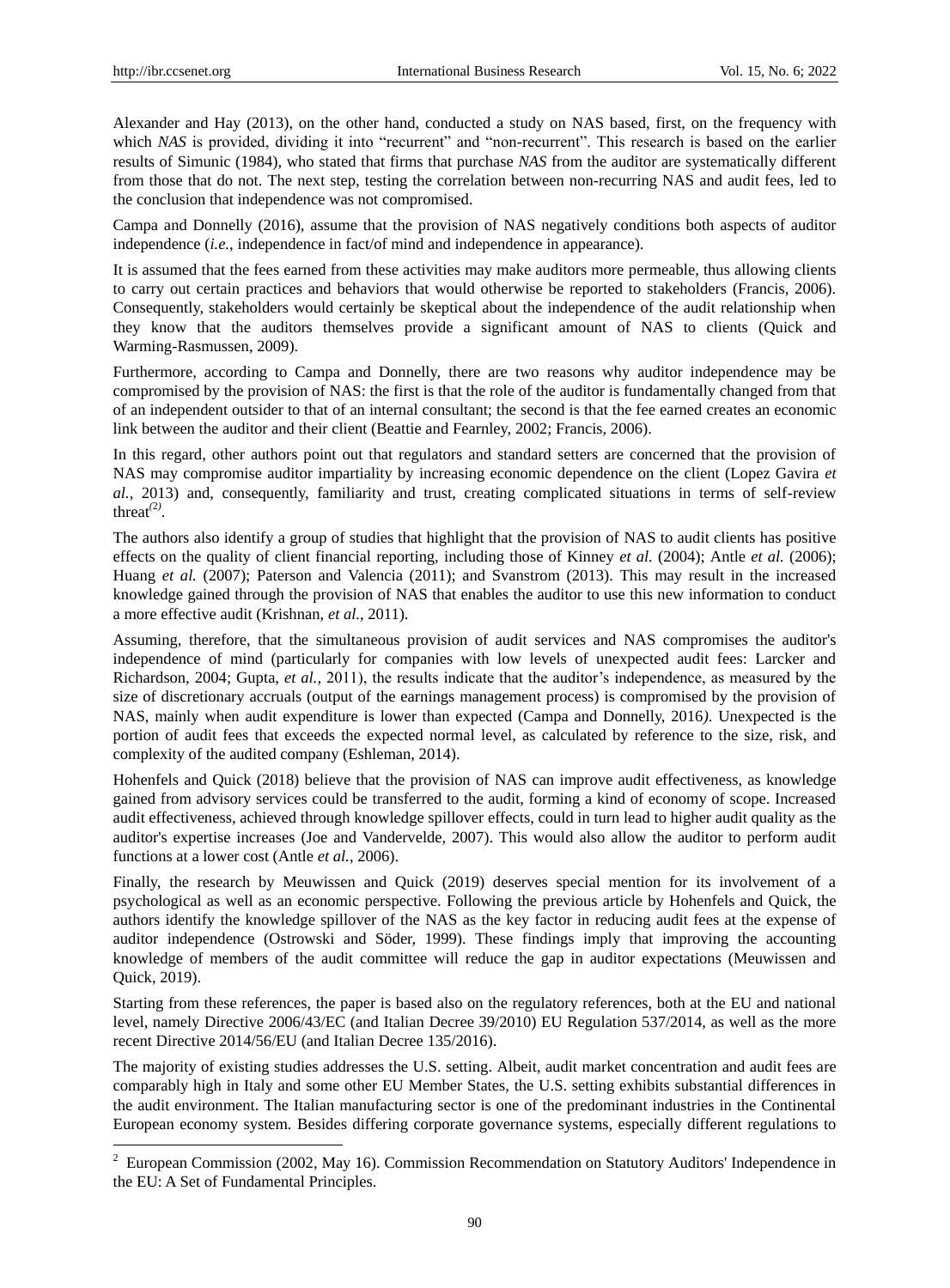Alexander and Hay (2013), on the other hand, conducted a study on NAS based, first, on the frequency with which *NAS* is provided, dividing it into "recurrent" and "non-recurrent". This research is based on the earlier results of Simunic (1984), who stated that firms that purchase *NAS* from the auditor are systematically different from those that do not. The next step, testing the correlation between non-recurring NAS and audit fees, led to the conclusion that independence was not compromised.

Campa and Donnelly (2016), assume that the provision of NAS negatively conditions both aspects of auditor independence (*i.e.*, independence in fact/of mind and independence in appearance).

It is assumed that the fees earned from these activities may make auditors more permeable, thus allowing clients to carry out certain practices and behaviors that would otherwise be reported to stakeholders (Francis, 2006). Consequently, stakeholders would certainly be skeptical about the independence of the audit relationship when they know that the auditors themselves provide a significant amount of NAS to clients (Quick and Warming-Rasmussen, 2009).

Furthermore, according to Campa and Donnelly, there are two reasons why auditor independence may be compromised by the provision of NAS: the first is that the role of the auditor is fundamentally changed from that of an independent outsider to that of an internal consultant; the second is that the fee earned creates an economic link between the auditor and their client (Beattie and Fearnley, 2002; Francis, 2006).

In this regard, other authors point out that regulators and standard setters are concerned that the provision of NAS may compromise auditor impartiality by increasing economic dependence on the client (Lopez Gavira *et al.*, 2013) and, consequently, familiarity and trust, creating complicated situations in terms of self-review threat[2].

The authors also identify a group of studies that highlight that the provision of NAS to audit clients has positive effects on the quality of client financial reporting, including those of Kinney *et al.* (2004); Antle *et al.* (2006); Huang *et al.* (2007); Paterson and Valencia (2011); and Svanstrom (2013). This may result in the increased knowledge gained through the provision of NAS that enables the auditor to use this new information to conduct a more effective audit (Krishnan, *et al.*, 2011).

Assuming, therefore, that the simultaneous provision of audit services and NAS compromises the auditor's independence of mind (particularly for companies with low levels of unexpected audit fees: Larcker and Richardson, 2004; Gupta, *et al.*, 2011), the results indicate that the auditor's independence, as measured by the size of discretionary accruals (output of the earnings management process) is compromised by the provision of NAS, mainly when audit expenditure is lower than expected (Campa and Donnelly, 2016). Unexpected is the portion of audit fees that exceeds the expected normal level, as calculated by reference to the size, risk, and complexity of the audited company (Eshleman, 2014).

Hohenfels and Quick (2018) believe that the provision of NAS can improve audit effectiveness, as knowledge gained from advisory services could be transferred to the audit, forming a kind of economy of scope. Increased audit effectiveness, achieved through knowledge spillover effects, could in turn lead to higher audit quality as the auditor's expertise increases (Joe and Vandervelde, 2007). This would also allow the auditor to perform audit functions at a lower cost (Antle *et al.*, 2006).

Finally, the research by Meuwissen and Quick (2019) deserves special mention for its involvement of a psychological as well as an economic perspective. Following the previous article by Hohenfels and Quick, the authors identify the knowledge spillover of the NAS as the key factor in reducing audit fees at the expense of auditor independence (Ostrowski and Söder, 1999). These findings imply that improving the accounting knowledge of members of the audit committee will reduce the gap in auditor expectations (Meuwissen and Quick, 2019).

Starting from these references, the paper is based also on the regulatory references, both at the EU and national level, namely Directive 2006/43/EC (and Italian Decree 39/2010) EU Regulation 537/2014, as well as the more recent Directive 2014/56/EU (and Italian Decree 135/2016).

The majority of existing studies addresses the U.S. setting. Albeit, audit market concentration and audit fees are comparably high in Italy and some other EU Member States, the U.S. setting exhibits substantial differences in the audit environment. The Italian manufacturing sector is one of the predominant industries in the Continental European economy system. Besides differing corporate governance systems, especially different regulations to

---

[2] European Commission (2002, May 16). Commission Recommendation on Statutory Auditors' Independence in the EU: A Set of Fundamental Principles.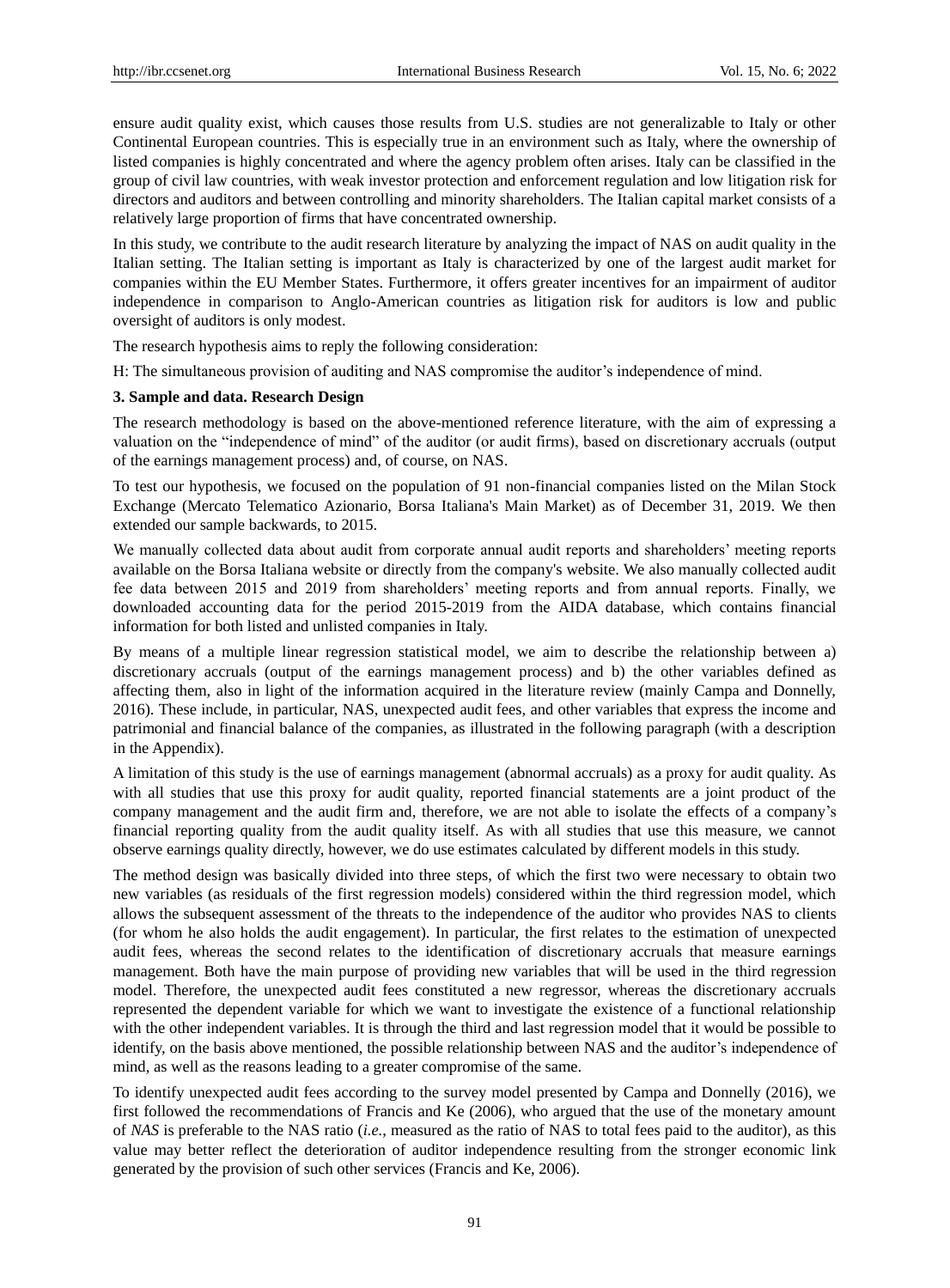ensure audit quality exist, which causes those results from U.S. studies are not generalizable to Italy or other Continental European countries. This is especially true in an environment such as Italy, where the ownership of listed companies is highly concentrated and where the agency problem often arises. Italy can be classified in the group of civil law countries, with weak investor protection and enforcement regulation and low litigation risk for directors and auditors and between controlling and minority shareholders. The Italian capital market consists of a relatively large proportion of firms that have concentrated ownership.

In this study, we contribute to the audit research literature by analyzing the impact of NAS on audit quality in the Italian setting. The Italian setting is important as Italy is characterized by one of the largest audit market for companies within the EU Member States. Furthermore, it offers greater incentives for an impairment of auditor independence in comparison to Anglo-American countries as litigation risk for auditors is low and public oversight of auditors is only modest.

The research hypothesis aims to reply the following consideration:

H: The simultaneous provision of auditing and NAS compromise the auditor's independence of mind.

## 3. Sample and data. Research Design

The research methodology is based on the above-mentioned reference literature, with the aim of expressing a valuation on the "independence of mind" of the auditor (or audit firms), based on discretionary accruals (output of the earnings management process) and, of course, on NAS.

To test our hypothesis, we focused on the population of 91 non-financial companies listed on the Milan Stock Exchange (Mercato Telematico Azionario, Borsa Italiana's Main Market) as of December 31, 2019. We then extended our sample backwards, to 2015.

We manually collected data about audit from corporate annual audit reports and shareholders' meeting reports available on the Borsa Italiana website or directly from the company's website. We also manually collected audit fee data between 2015 and 2019 from shareholders' meeting reports and from annual reports. Finally, we downloaded accounting data for the period 2015-2019 from the AIDA database, which contains financial information for both listed and unlisted companies in Italy.

By means of a multiple linear regression statistical model, we aim to describe the relationship between a) discretionary accruals (output of the earnings management process) and b) the other variables defined as affecting them, also in light of the information acquired in the literature review (mainly Campa and Donnelly, 2016). These include, in particular, NAS, unexpected audit fees, and other variables that express the income and patrimonial and financial balance of the companies, as illustrated in the following paragraph (with a description in the Appendix).

A limitation of this study is the use of earnings management (abnormal accruals) as a proxy for audit quality. As with all studies that use this proxy for audit quality, reported financial statements are a joint product of the company management and the audit firm and, therefore, we are not able to isolate the effects of a company's financial reporting quality from the audit quality itself. As with all studies that use this measure, we cannot observe earnings quality directly, however, we do use estimates calculated by different models in this study.

The method design was basically divided into three steps, of which the first two were necessary to obtain two new variables (as residuals of the first regression models) considered within the third regression model, which allows the subsequent assessment of the threats to the independence of the auditor who provides NAS to clients (for whom he also holds the audit engagement). In particular, the first relates to the estimation of unexpected audit fees, whereas the second relates to the identification of discretionary accruals that measure earnings management. Both have the main purpose of providing new variables that will be used in the third regression model. Therefore, the unexpected audit fees constituted a new regressor, whereas the discretionary accruals represented the dependent variable for which we want to investigate the existence of a functional relationship with the other independent variables. It is through the third and last regression model that it would be possible to identify, on the basis above mentioned, the possible relationship between NAS and the auditor's independence of mind, as well as the reasons leading to a greater compromise of the same.

To identify unexpected audit fees according to the survey model presented by Campa and Donnelly (2016), we first followed the recommendations of Francis and Ke (2006), who argued that the use of the monetary amount of *NAS* is preferable to the NAS ratio (*i.e.*, measured as the ratio of NAS to total fees paid to the auditor), as this value may better reflect the deterioration of auditor independence resulting from the stronger economic link generated by the provision of such other services (Francis and Ke, 2006).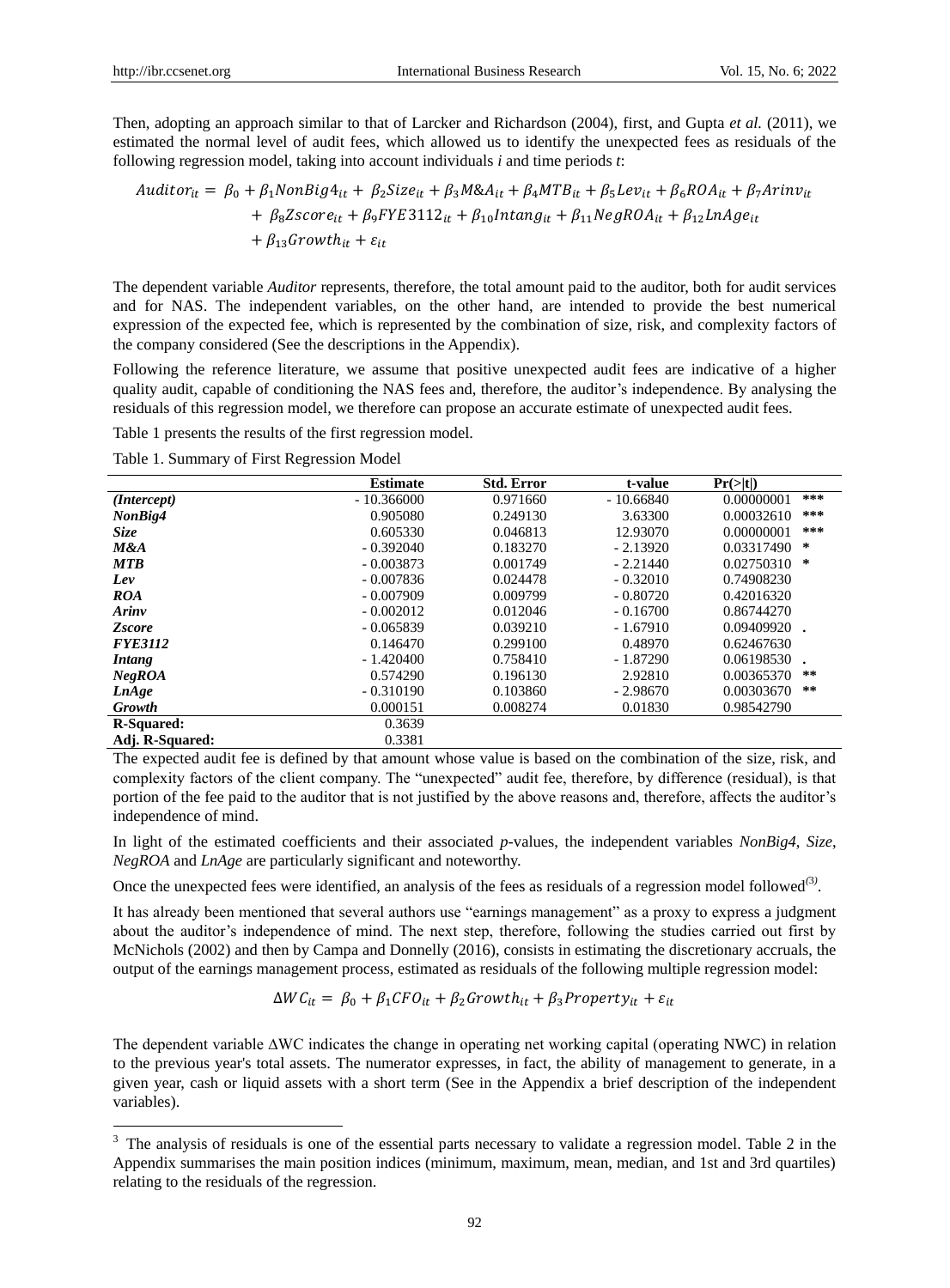Then, adopting an approach similar to that of Larcker and Richardson (2004), first, and Gupta *et al.* (2011), we estimated the normal level of audit fees, which allowed us to identify the unexpected fees as residuals of the following regression model, taking into account individuals *i* and time periods *t*:

$$Auditor_{it} = \beta_0 + \beta_1 NonBig4_{it} + \beta_2 Size_{it} + \beta_3 M\&A_{it} + \beta_4 MTB_{it} + \beta_5 Lev_{it} + \beta_6 ROA_{it} + \beta_7 Arinv_{it} + \beta_8 Zscore_{it} + \beta_9 FYE3112_{it} + \beta_{10} Intang_{it} + \beta_{11} NegROA_{it} + \beta_{12} LnAge_{it} + \beta_{13} Growth_{it} + \varepsilon_{it}$$

The dependent variable *Auditor* represents, therefore, the total amount paid to the auditor, both for audit services and for NAS. The independent variables, on the other hand, are intended to provide the best numerical expression of the expected fee, which is represented by the combination of size, risk, and complexity factors of the company considered (See the descriptions in the Appendix).

Following the reference literature, we assume that positive unexpected audit fees are indicative of a higher quality audit, capable of conditioning the NAS fees and, therefore, the auditor's independence. By analysing the residuals of this regression model, we therefore can propose an accurate estimate of unexpected audit fees.

Table 1 presents the results of the first regression model.

Table 1. Summary of First Regression Model

| | Estimate | Std. Error | t-value | Pr(>\|t\|) | |
|---|---|---|---|---|---|
| ***(Intercept)*** | - 10.366000 | 0.971660 | - 10.66840 | 0.00000001 | *** |
| ***NonBig4*** | 0.905080 | 0.249130 | 3.63300 | 0.00032610 | *** |
| ***Size*** | 0.605330 | 0.046813 | 12.93070 | 0.00000001 | *** |
| ***M&A*** | - 0.392040 | 0.183270 | - 2.13920 | 0.03317490 | * |
| ***MTB*** | - 0.003873 | 0.001749 | - 2.21440 | 0.02750310 | * |
| ***Lev*** | - 0.007836 | 0.024478 | - 0.32010 | 0.74908230 | |
| ***ROA*** | - 0.007909 | 0.009799 | - 0.80720 | 0.42016320 | |
| ***Arinv*** | - 0.002012 | 0.012046 | - 0.16700 | 0.86744270 | |
| ***Zscore*** | - 0.065839 | 0.039210 | - 1.67910 | 0.09409920 | . |
| ***FYE3112*** | 0.146470 | 0.299100 | 0.48970 | 0.62467630 | |
| ***Intang*** | - 1.420400 | 0.758410 | - 1.87290 | 0.06198530 | . |
| ***NegROA*** | 0.574290 | 0.196130 | 2.92810 | 0.00365370 | ** |
| ***LnAge*** | - 0.310190 | 0.103860 | - 2.98670 | 0.00303670 | ** |
| ***Growth*** | 0.000151 | 0.008274 | 0.01830 | 0.98542790 | |
| **R-Squared:** | 0.3639 | | | | |
| **Adj. R-Squared:** | 0.3381 | | | | |

The expected audit fee is defined by that amount whose value is based on the combination of the size, risk, and complexity factors of the client company. The "unexpected" audit fee, therefore, by difference (residual), is that portion of the fee paid to the auditor that is not justified by the above reasons and, therefore, affects the auditor's independence of mind.

In light of the estimated coefficients and their associated *p*-values, the independent variables *NonBig4*, *Size*, *NegROA* and *LnAge* are particularly significant and noteworthy.

Once the unexpected fees were identified, an analysis of the fees as residuals of a regression model followed[3].

It has already been mentioned that several authors use "earnings management" as a proxy to express a judgment about the auditor's independence of mind. The next step, therefore, following the studies carried out first by McNichols (2002) and then by Campa and Donnelly (2016), consists in estimating the discretionary accruals, the output of the earnings management process, estimated as residuals of the following multiple regression model:

$$\Delta WC_{it} = \beta_0 + \beta_1 CFO_{it} + \beta_2 Growth_{it} + \beta_3 Property_{it} + \varepsilon_{it}$$

The dependent variable ΔWC indicates the change in operating net working capital (operating NWC) in relation to the previous year's total assets. The numerator expresses, in fact, the ability of management to generate, in a given year, cash or liquid assets with a short term (See in the Appendix a brief description of the independent variables).

[3] The analysis of residuals is one of the essential parts necessary to validate a regression model. Table 2 in the Appendix summarises the main position indices (minimum, maximum, mean, median, and 1st and 3rd quartiles) relating to the residuals of the regression.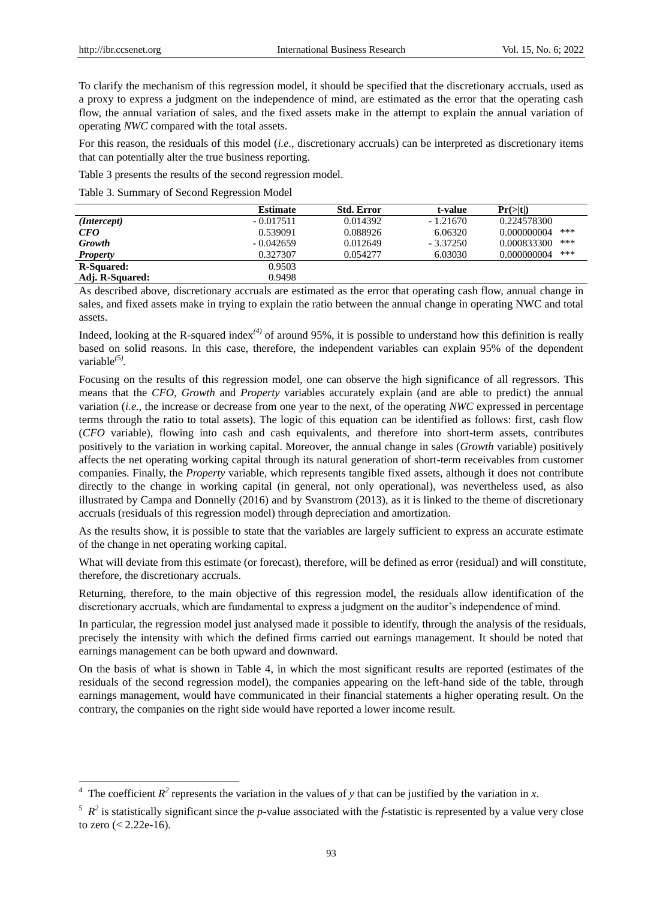To clarify the mechanism of this regression model, it should be specified that the discretionary accruals, used as a proxy to express a judgment on the independence of mind, are estimated as the error that the operating cash flow, the annual variation of sales, and the fixed assets make in the attempt to explain the annual variation of operating *NWC* compared with the total assets.

For this reason, the residuals of this model (*i.e.*, discretionary accruals) can be interpreted as discretionary items that can potentially alter the true business reporting.

Table 3 presents the results of the second regression model.

Table 3. Summary of Second Regression Model

| | Estimate | Std. Error | t-value | Pr(>\|t\|) | |
|---|---|---|---|---|---|
| ***(Intercept)*** | - 0.017511 | 0.014392 | - 1.21670 | 0.224578300 | |
| ***CFO*** | 0.539091 | 0.088926 | 6.06320 | 0.000000004 | *** |
| ***Growth*** | - 0.042659 | 0.012649 | - 3.37250 | 0.000833300 | *** |
| ***Property*** | 0.327307 | 0.054277 | 6.03030 | 0.000000004 | *** |
| **R-Squared:** | 0.9503 | | | | |
| **Adj. R-Squared:** | 0.9498 | | | | |

As described above, discretionary accruals are estimated as the error that operating cash flow, annual change in sales, and fixed assets make in trying to explain the ratio between the annual change in operating NWC and total assets.

Indeed, looking at the R-squared index[(4)] of around 95%, it is possible to understand how this definition is really based on solid reasons. In this case, therefore, the independent variables can explain 95% of the dependent variable[(5)].

Focusing on the results of this regression model, one can observe the high significance of all regressors. This means that the *CFO*, *Growth* and *Property* variables accurately explain (and are able to predict) the annual variation (*i.e.*, the increase or decrease from one year to the next, of the operating *NWC* expressed in percentage terms through the ratio to total assets). The logic of this equation can be identified as follows: first, cash flow (*CFO* variable), flowing into cash and cash equivalents, and therefore into short-term assets, contributes positively to the variation in working capital. Moreover, the annual change in sales (*Growth* variable) positively affects the net operating working capital through its natural generation of short-term receivables from customer companies. Finally, the *Property* variable, which represents tangible fixed assets, although it does not contribute directly to the change in working capital (in general, not only operational), was nevertheless used, as also illustrated by Campa and Donnelly (2016) and by Svanstrom (2013), as it is linked to the theme of discretionary accruals (residuals of this regression model) through depreciation and amortization.

As the results show, it is possible to state that the variables are largely sufficient to express an accurate estimate of the change in net operating working capital.

What will deviate from this estimate (or forecast), therefore, will be defined as error (residual) and will constitute, therefore, the discretionary accruals.

Returning, therefore, to the main objective of this regression model, the residuals allow identification of the discretionary accruals, which are fundamental to express a judgment on the auditor's independence of mind.

In particular, the regression model just analysed made it possible to identify, through the analysis of the residuals, precisely the intensity with which the defined firms carried out earnings management. It should be noted that earnings management can be both upward and downward.

On the basis of what is shown in Table 4, in which the most significant results are reported (estimates of the residuals of the second regression model), the companies appearing on the left-hand side of the table, through earnings management, would have communicated in their financial statements a higher operating result. On the contrary, the companies on the right side would have reported a lower income result.

---

[4] The coefficient $R^2$ represents the variation in the values of $y$ that can be justified by the variation in $x$.

[5] $R^2$ is statistically significant since the $p$-value associated with the $f$-statistic is represented by a value very close to zero ($< 2.22e-16$).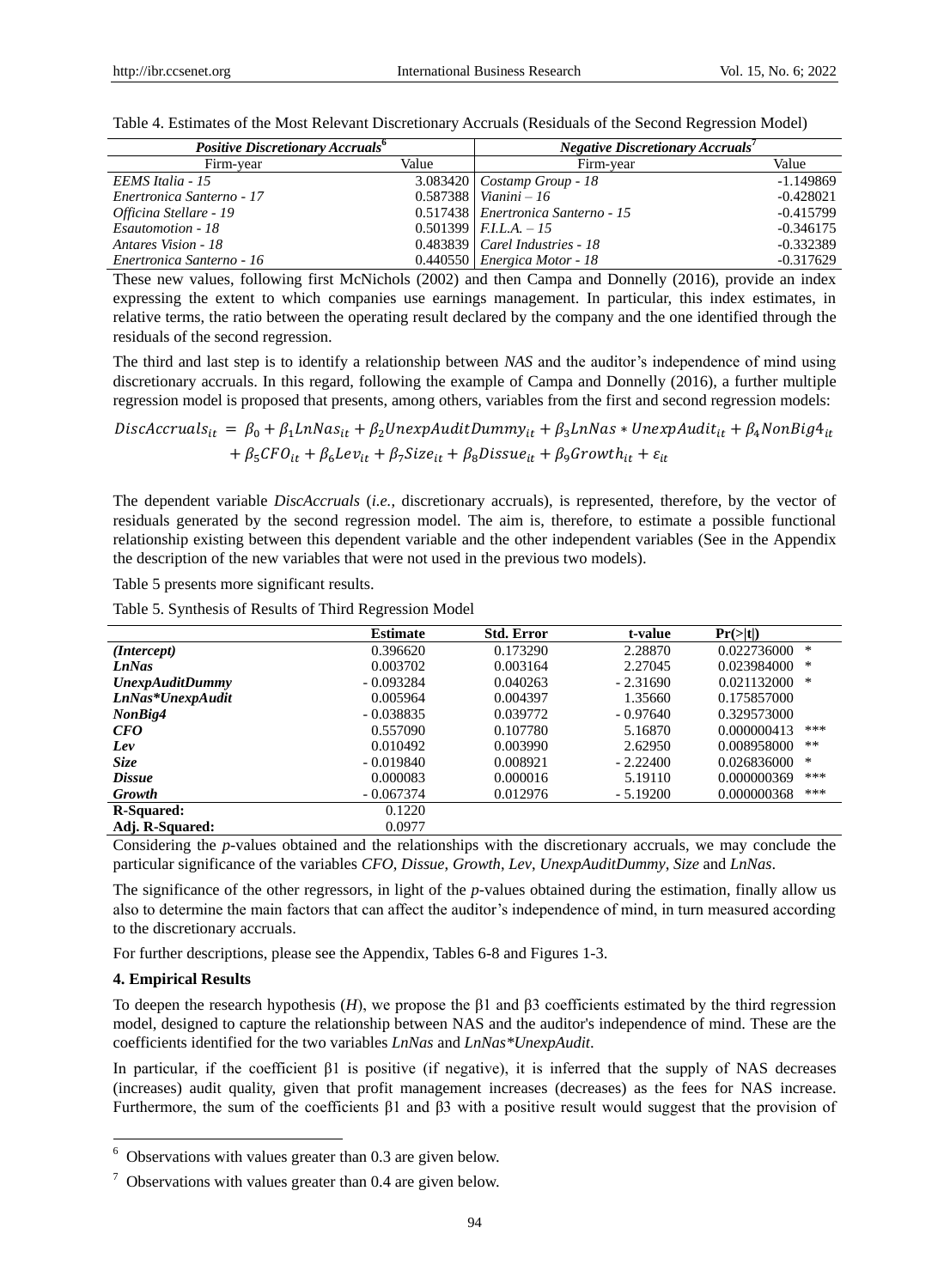Table 4. Estimates of the Most Relevant Discretionary Accruals (Residuals of the Second Regression Model)

| *Positive Discretionary Accruals*[6] | | *Negative Discretionary Accruals*[7] | |
|---|---|---|---|
| Firm-year | Value | Firm-year | Value |
| *EEMS Italia - 15* | 3.083420 | *Costamp Group - 18* | -1.149869 |
| *Enertronica Santerno - 17* | 0.587388 | *Vianini – 16* | -0.428021 |
| *Officina Stellare - 19* | 0.517438 | *Enertronica Santerno - 15* | -0.415799 |
| *Esautomotion - 18* | 0.501399 | *F.I.L.A. – 15* | -0.346175 |
| *Antares Vision - 18* | 0.483839 | *Carel Industries - 18* | -0.332389 |
| *Enertronica Santerno - 16* | 0.440550 | *Energica Motor - 18* | -0.317629 |

These new values, following first McNichols (2002) and then Campa and Donnelly (2016), provide an index expressing the extent to which companies use earnings management. In particular, this index estimates, in relative terms, the ratio between the operating result declared by the company and the one identified through the residuals of the second regression.

The third and last step is to identify a relationship between *NAS* and the auditor's independence of mind using discretionary accruals. In this regard, following the example of Campa and Donnelly (2016), a further multiple regression model is proposed that presents, among others, variables from the first and second regression models:

$$DiscAccruals_{it} = \beta_0 + \beta_1 LnNas_{it} + \beta_2 UnexpAuditDummy_{it} + \beta_3 LnNas * UnexpAudit_{it} + \beta_4 NonBig4_{it} + \beta_5 CFO_{it} + \beta_6 Lev_{it} + \beta_7 Size_{it} + \beta_8 Dissue_{it} + \beta_9 Growth_{it} + \varepsilon_{it}$$

The dependent variable *DiscAccruals* (*i.e.*, discretionary accruals), is represented, therefore, by the vector of residuals generated by the second regression model. The aim is, therefore, to estimate a possible functional relationship existing between this dependent variable and the other independent variables (See in the Appendix the description of the new variables that were not used in the previous two models).

Table 5 presents more significant results.

Table 5. Synthesis of Results of Third Regression Model

| | Estimate | Std. Error | t-value | Pr(>\|t\|) | |
|---|---|---|---|---|---|
| ***(Intercept)*** | 0.396620 | 0.173290 | 2.28870 | 0.022736000 | * |
| ***LnNas*** | 0.003702 | 0.003164 | 2.27045 | 0.023984000 | * |
| ***UnexpAuditDummy*** | - 0.093284 | 0.040263 | - 2.31690 | 0.021132000 | * |
| ***LnNas*UnexpAudit*** | 0.005964 | 0.004397 | 1.35660 | 0.175857000 | |
| ***NonBig4*** | - 0.038835 | 0.039772 | - 0.97640 | 0.329573000 | |
| ***CFO*** | 0.557090 | 0.107780 | 5.16870 | 0.000000413 | *** |
| ***Lev*** | 0.010492 | 0.003990 | 2.62950 | 0.008958000 | ** |
| ***Size*** | - 0.019840 | 0.008921 | - 2.22400 | 0.026836000 | * |
| ***Dissue*** | 0.000083 | 0.000016 | 5.19110 | 0.000000369 | *** |
| ***Growth*** | - 0.067374 | 0.012976 | - 5.19200 | 0.000000368 | *** |
| **R-Squared:** | 0.1220 | | | | |
| **Adj. R-Squared:** | 0.0977 | | | | |

Considering the *p*-values obtained and the relationships with the discretionary accruals, we may conclude the particular significance of the variables *CFO*, *Dissue*, *Growth*, *Lev*, *UnexpAuditDummy*, *Size* and *LnNas*.

The significance of the other regressors, in light of the *p*-values obtained during the estimation, finally allow us also to determine the main factors that can affect the auditor's independence of mind, in turn measured according to the discretionary accruals.

For further descriptions, please see the Appendix, Tables 6-8 and Figures 1-3.

### 4. Empirical Results

To deepen the research hypothesis (*H*), we propose the $\beta 1$ and $\beta 3$ coefficients estimated by the third regression model, designed to capture the relationship between NAS and the auditor's independence of mind. These are the coefficients identified for the two variables *LnNas* and *LnNas*UnexpAudit*.

In particular, if the coefficient $\beta 1$ is positive (if negative), it is inferred that the supply of NAS decreases (increases) audit quality, given that profit management increases (decreases) as the fees for NAS increase. Furthermore, the sum of the coefficients $\beta 1$ and $\beta 3$ with a positive result would suggest that the provision of

[6] Observations with values greater than 0.3 are given below.

[7] Observations with values greater than 0.4 are given below.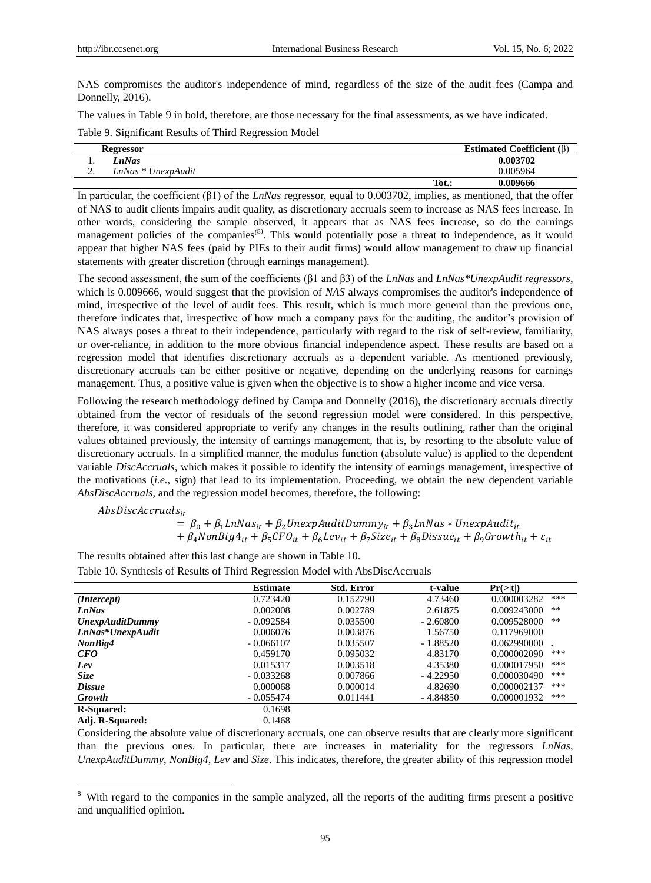NAS compromises the auditor's independence of mind, regardless of the size of the audit fees (Campa and Donnelly, 2016).

The values in Table 9 in bold, therefore, are those necessary for the final assessments, as we have indicated.

Table 9. Significant Results of Third Regression Model

| | Regressor | | Estimated Coefficient (β) |
|---|---|---|---|
| 1. | ***LnNas*** | | **0.003702** |
| 2. | *LnNas * UnexpAudit* | | 0.005964 |
| | | **Tot.:** | **0.009666** |

In particular, the coefficient (β1) of the *LnNas* regressor, equal to 0.003702, implies, as mentioned, that the offer of NAS to audit clients impairs audit quality, as discretionary accruals seem to increase as NAS fees increase. In other words, considering the sample observed, it appears that as NAS fees increase, so do the earnings management policies of the companies[8]. This would potentially pose a threat to independence, as it would appear that higher NAS fees (paid by PIEs to their audit firms) would allow management to draw up financial statements with greater discretion (through earnings management).

The second assessment, the sum of the coefficients (β1 and β3) of the *LnNas* and *LnNas*UnexpAudit regressors*, which is 0.009666, would suggest that the provision of *NAS* always compromises the auditor's independence of mind, irrespective of the level of audit fees. This result, which is much more general than the previous one, therefore indicates that, irrespective of how much a company pays for the auditing, the auditor's provision of NAS always poses a threat to their independence, particularly with regard to the risk of self-review, familiarity, or over-reliance, in addition to the more obvious financial independence aspect. These results are based on a regression model that identifies discretionary accruals as a dependent variable. As mentioned previously, discretionary accruals can be either positive or negative, depending on the underlying reasons for earnings management. Thus, a positive value is given when the objective is to show a higher income and vice versa.

Following the research methodology defined by Campa and Donnelly (2016), the discretionary accruals directly obtained from the vector of residuals of the second regression model were considered. In this perspective, therefore, it was considered appropriate to verify any changes in the results outlining, rather than the original values obtained previously, the intensity of earnings management, that is, by resorting to the absolute value of discretionary accruals. In a simplified manner, the modulus function (absolute value) is applied to the dependent variable *DiscAccruals*, which makes it possible to identify the intensity of earnings management, irrespective of the motivations (*i.e.*, sign) that lead to its implementation. Proceeding, we obtain the new dependent variable *AbsDiscAccruals*, and the regression model becomes, therefore, the following:

$$AbsDiscAccruals_{it} = \beta_0 + \beta_1 LnNas_{it} + \beta_2 UnexpAuditDummy_{it} + \beta_3 LnNas * UnexpAudit_{it} + \beta_4 NonBig4_{it} + \beta_5 CFO_{it} + \beta_6 Lev_{it} + \beta_7 Size_{it} + \beta_8 Dissue_{it} + \beta_9 Growth_{it} + \varepsilon_{it}$$

The results obtained after this last change are shown in Table 10.

Table 10. Synthesis of Results of Third Regression Model with AbsDiscAccruals

| | Estimate | Std. Error | t-value | Pr(>\|t\|) | |
|---|---|---|---|---|---|
| ***(Intercept)*** | 0.723420 | 0.152790 | 4.73460 | 0.000003282 | *** |
| ***LnNas*** | 0.002008 | 0.002789 | 2.61875 | 0.009243000 | ** |
| ***UnexpAuditDummy*** | - 0.092584 | 0.035500 | - 2.60800 | 0.009528000 | ** |
| ***LnNas*UnexpAudit*** | 0.006076 | 0.003876 | 1.56750 | 0.117969000 | |
| ***NonBig4*** | - 0.066107 | 0.035507 | - 1.88520 | 0.062990000 | . |
| ***CFO*** | 0.459170 | 0.095032 | 4.83170 | 0.000002090 | *** |
| ***Lev*** | 0.015317 | 0.003518 | 4.35380 | 0.000017950 | *** |
| ***Size*** | - 0.033268 | 0.007866 | - 4.22950 | 0.000030490 | *** |
| ***Dissue*** | 0.000068 | 0.000014 | 4.82690 | 0.000002137 | *** |
| ***Growth*** | - 0.055474 | 0.011441 | - 4.84850 | 0.000001932 | *** |
| **R-Squared:** | 0.1698 | | | | |
| **Adj. R-Squared:** | 0.1468 | | | | |

Considering the absolute value of discretionary accruals, one can observe results that are clearly more significant than the previous ones. In particular, there are increases in materiality for the regressors *LnNas*, *UnexpAuditDummy*, *NonBig4*, *Lev* and *Size*. This indicates, therefore, the greater ability of this regression model

---

[8] With regard to the companies in the sample analyzed, all the reports of the auditing firms present a positive and unqualified opinion.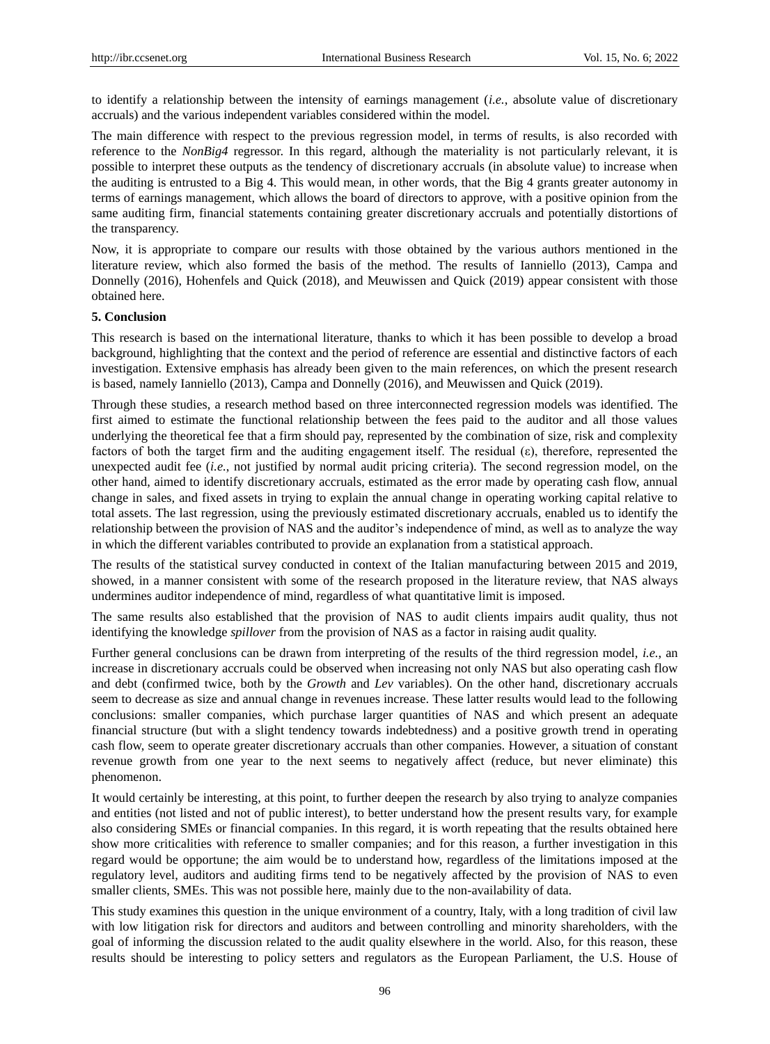to identify a relationship between the intensity of earnings management (*i.e.*, absolute value of discretionary accruals) and the various independent variables considered within the model.

The main difference with respect to the previous regression model, in terms of results, is also recorded with reference to the *NonBig4* regressor. In this regard, although the materiality is not particularly relevant, it is possible to interpret these outputs as the tendency of discretionary accruals (in absolute value) to increase when the auditing is entrusted to a Big 4. This would mean, in other words, that the Big 4 grants greater autonomy in terms of earnings management, which allows the board of directors to approve, with a positive opinion from the same auditing firm, financial statements containing greater discretionary accruals and potentially distortions of the transparency.

Now, it is appropriate to compare our results with those obtained by the various authors mentioned in the literature review, which also formed the basis of the method. The results of Ianniello (2013), Campa and Donnelly (2016), Hohenfels and Quick (2018), and Meuwissen and Quick (2019) appear consistent with those obtained here.

**5. Conclusion**

This research is based on the international literature, thanks to which it has been possible to develop a broad background, highlighting that the context and the period of reference are essential and distinctive factors of each investigation. Extensive emphasis has already been given to the main references, on which the present research is based, namely Ianniello (2013), Campa and Donnelly (2016), and Meuwissen and Quick (2019).

Through these studies, a research method based on three interconnected regression models was identified. The first aimed to estimate the functional relationship between the fees paid to the auditor and all those values underlying the theoretical fee that a firm should pay, represented by the combination of size, risk and complexity factors of both the target firm and the auditing engagement itself. The residual ($\varepsilon$), therefore, represented the unexpected audit fee (*i.e.*, not justified by normal audit pricing criteria). The second regression model, on the other hand, aimed to identify discretionary accruals, estimated as the error made by operating cash flow, annual change in sales, and fixed assets in trying to explain the annual change in operating working capital relative to total assets. The last regression, using the previously estimated discretionary accruals, enabled us to identify the relationship between the provision of NAS and the auditor's independence of mind, as well as to analyze the way in which the different variables contributed to provide an explanation from a statistical approach.

The results of the statistical survey conducted in context of the Italian manufacturing between 2015 and 2019, showed, in a manner consistent with some of the research proposed in the literature review, that NAS always undermines auditor independence of mind, regardless of what quantitative limit is imposed.

The same results also established that the provision of NAS to audit clients impairs audit quality, thus not identifying the knowledge *spillover* from the provision of NAS as a factor in raising audit quality.

Further general conclusions can be drawn from interpreting of the results of the third regression model, *i.e.*, an increase in discretionary accruals could be observed when increasing not only NAS but also operating cash flow and debt (confirmed twice, both by the *Growth* and *Lev* variables). On the other hand, discretionary accruals seem to decrease as size and annual change in revenues increase. These latter results would lead to the following conclusions: smaller companies, which purchase larger quantities of NAS and which present an adequate financial structure (but with a slight tendency towards indebtedness) and a positive growth trend in operating cash flow, seem to operate greater discretionary accruals than other companies. However, a situation of constant revenue growth from one year to the next seems to negatively affect (reduce, but never eliminate) this phenomenon.

It would certainly be interesting, at this point, to further deepen the research by also trying to analyze companies and entities (not listed and not of public interest), to better understand how the present results vary, for example also considering SMEs or financial companies. In this regard, it is worth repeating that the results obtained here show more criticalities with reference to smaller companies; and for this reason, a further investigation in this regard would be opportune; the aim would be to understand how, regardless of the limitations imposed at the regulatory level, auditors and auditing firms tend to be negatively affected by the provision of NAS to even smaller clients, SMEs. This was not possible here, mainly due to the non-availability of data.

This study examines this question in the unique environment of a country, Italy, with a long tradition of civil law with low litigation risk for directors and auditors and between controlling and minority shareholders, with the goal of informing the discussion related to the audit quality elsewhere in the world. Also, for this reason, these results should be interesting to policy setters and regulators as the European Parliament, the U.S. House of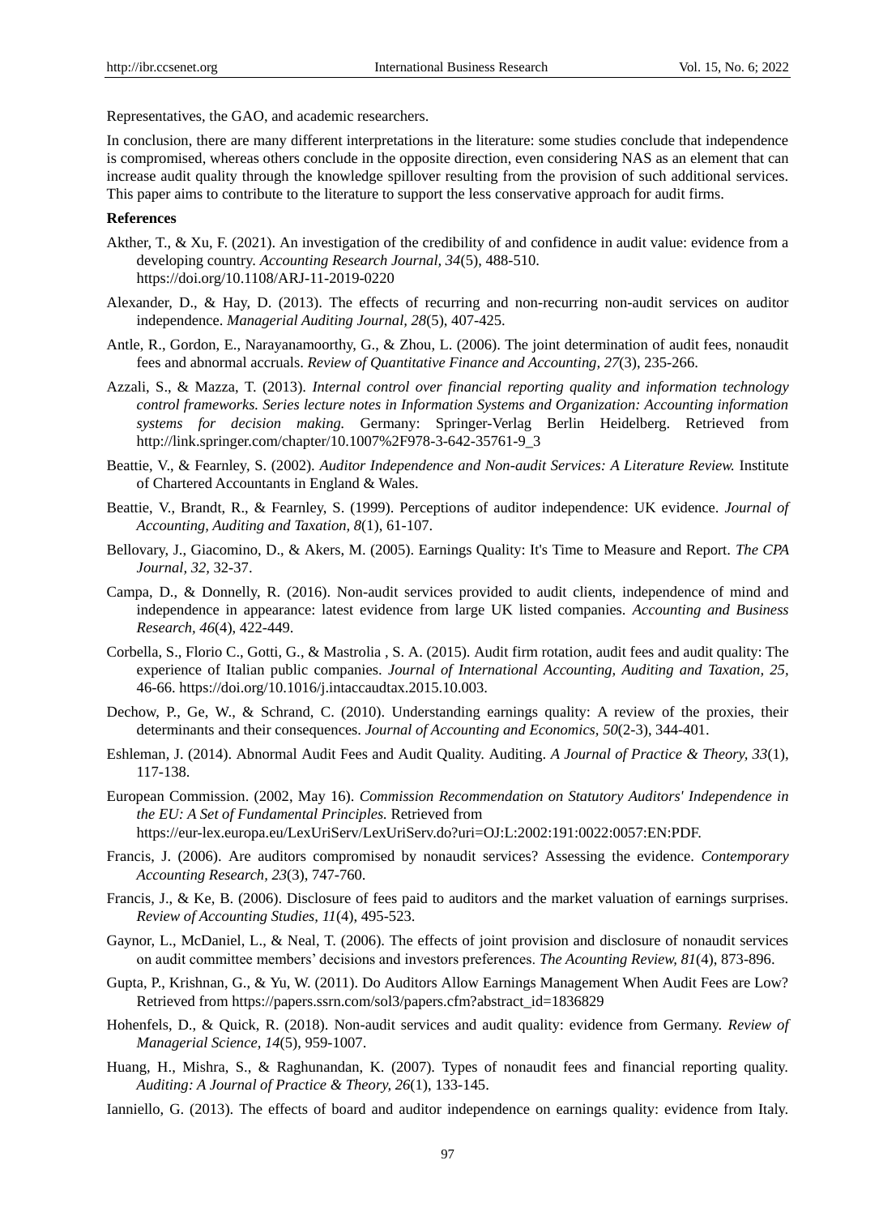Representatives, the GAO, and academic researchers.

In conclusion, there are many different interpretations in the literature: some studies conclude that independence is compromised, whereas others conclude in the opposite direction, even considering NAS as an element that can increase audit quality through the knowledge spillover resulting from the provision of such additional services. This paper aims to contribute to the literature to support the less conservative approach for audit firms.

**References**

Akther, T., & Xu, F. (2021). An investigation of the credibility of and confidence in audit value: evidence from a developing country. *Accounting Research Journal, 34*(5), 488-510. https://doi.org/10.1108/ARJ-11-2019-0220

Alexander, D., & Hay, D. (2013). The effects of recurring and non-recurring non-audit services on auditor independence. *Managerial Auditing Journal, 28*(5), 407-425.

Antle, R., Gordon, E., Narayanamoorthy, G., & Zhou, L. (2006). The joint determination of audit fees, nonaudit fees and abnormal accruals. *Review of Quantitative Finance and Accounting, 27*(3), 235-266.

Azzali, S., & Mazza, T. (2013). *Internal control over financial reporting quality and information technology control frameworks. Series lecture notes in Information Systems and Organization: Accounting information systems for decision making.* Germany: Springer-Verlag Berlin Heidelberg. Retrieved from http://link.springer.com/chapter/10.1007%2F978-3-642-35761-9_3

Beattie, V., & Fearnley, S. (2002). *Auditor Independence and Non-audit Services: A Literature Review.* Institute of Chartered Accountants in England & Wales.

Beattie, V., Brandt, R., & Fearnley, S. (1999). Perceptions of auditor independence: UK evidence. *Journal of Accounting, Auditing and Taxation, 8*(1), 61-107.

Bellovary, J., Giacomino, D., & Akers, M. (2005). Earnings Quality: It's Time to Measure and Report. *The CPA Journal, 32*, 32-37.

Campa, D., & Donnelly, R. (2016). Non-audit services provided to audit clients, independence of mind and independence in appearance: latest evidence from large UK listed companies. *Accounting and Business Research, 46*(4), 422-449.

Corbella, S., Florio C., Gotti, G., & Mastrolia , S. A. (2015). Audit firm rotation, audit fees and audit quality: The experience of Italian public companies. *Journal of International Accounting, Auditing and Taxation, 25*, 46-66. https://doi.org/10.1016/j.intaccaudtax.2015.10.003.

Dechow, P., Ge, W., & Schrand, C. (2010). Understanding earnings quality: A review of the proxies, their determinants and their consequences. *Journal of Accounting and Economics, 50*(2-3), 344-401.

Eshleman, J. (2014). Abnormal Audit Fees and Audit Quality. Auditing. *A Journal of Practice & Theory, 33*(1), 117-138.

European Commission. (2002, May 16). *Commission Recommendation on Statutory Auditors' Independence in the EU: A Set of Fundamental Principles.* Retrieved from https://eur-lex.europa.eu/LexUriServ/LexUriServ.do?uri=OJ:L:2002:191:0022:0057:EN:PDF.

Francis, J. (2006). Are auditors compromised by nonaudit services? Assessing the evidence. *Contemporary Accounting Research, 23*(3), 747-760.

Francis, J., & Ke, B. (2006). Disclosure of fees paid to auditors and the market valuation of earnings surprises. *Review of Accounting Studies, 11*(4), 495-523.

Gaynor, L., McDaniel, L., & Neal, T. (2006). The effects of joint provision and disclosure of nonaudit services on audit committee members' decisions and investors preferences. *The Acounting Review, 81*(4), 873-896.

Gupta, P., Krishnan, G., & Yu, W. (2011). Do Auditors Allow Earnings Management When Audit Fees are Low? Retrieved from https://papers.ssrn.com/sol3/papers.cfm?abstract_id=1836829

Hohenfels, D., & Quick, R. (2018). Non-audit services and audit quality: evidence from Germany. *Review of Managerial Science, 14*(5), 959-1007.

Huang, H., Mishra, S., & Raghunandan, K. (2007). Types of nonaudit fees and financial reporting quality. *Auditing: A Journal of Practice & Theory, 26*(1), 133-145.

Ianniello, G. (2013). The effects of board and auditor independence on earnings quality: evidence from Italy.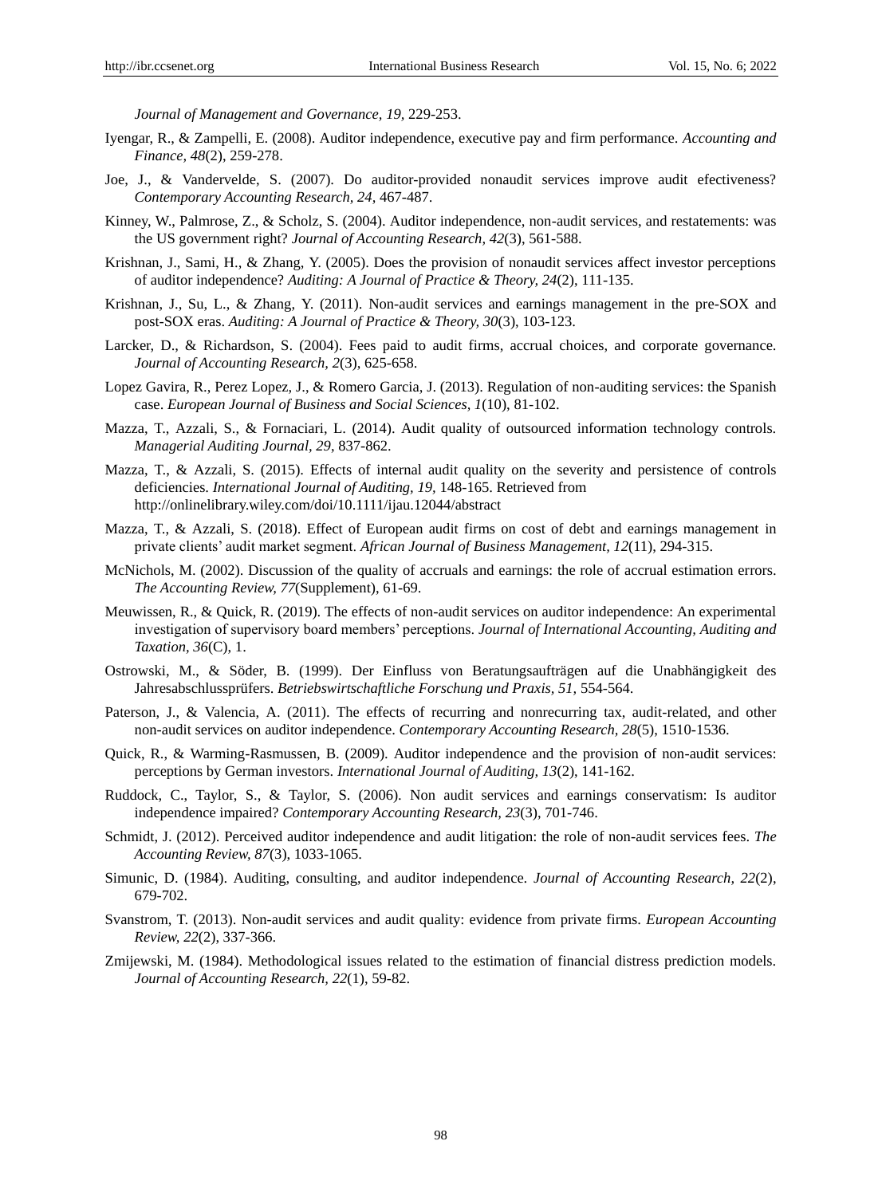*Journal of Management and Governance, 19*, 229-253.

Iyengar, R., & Zampelli, E. (2008). Auditor independence, executive pay and firm performance. *Accounting and Finance, 48*(2), 259-278.

Joe, J., & Vandervelde, S. (2007). Do auditor-provided nonaudit services improve audit efectiveness? *Contemporary Accounting Research, 24*, 467-487.

Kinney, W., Palmrose, Z., & Scholz, S. (2004). Auditor independence, non-audit services, and restatements: was the US government right? *Journal of Accounting Research, 42*(3), 561-588.

Krishnan, J., Sami, H., & Zhang, Y. (2005). Does the provision of nonaudit services affect investor perceptions of auditor independence? *Auditing: A Journal of Practice & Theory, 24*(2), 111-135.

Krishnan, J., Su, L., & Zhang, Y. (2011). Non-audit services and earnings management in the pre-SOX and post-SOX eras. *Auditing: A Journal of Practice & Theory, 30*(3), 103-123.

Larcker, D., & Richardson, S. (2004). Fees paid to audit firms, accrual choices, and corporate governance. *Journal of Accounting Research, 2*(3), 625-658.

Lopez Gavira, R., Perez Lopez, J., & Romero Garcia, J. (2013). Regulation of non-auditing services: the Spanish case. *European Journal of Business and Social Sciences, 1*(10), 81-102.

Mazza, T., Azzali, S., & Fornaciari, L. (2014). Audit quality of outsourced information technology controls. *Managerial Auditing Journal, 29*, 837-862.

Mazza, T., & Azzali, S. (2015). Effects of internal audit quality on the severity and persistence of controls deficiencies. *International Journal of Auditing, 19*, 148-165. Retrieved from http://onlinelibrary.wiley.com/doi/10.1111/ijau.12044/abstract

Mazza, T., & Azzali, S. (2018). Effect of European audit firms on cost of debt and earnings management in private clients' audit market segment. *African Journal of Business Management, 12*(11), 294-315.

McNichols, M. (2002). Discussion of the quality of accruals and earnings: the role of accrual estimation errors. *The Accounting Review, 77*(Supplement), 61-69.

Meuwissen, R., & Quick, R. (2019). The effects of non-audit services on auditor independence: An experimental investigation of supervisory board members' perceptions. *Journal of International Accounting, Auditing and Taxation, 36*(C), 1.

Ostrowski, M., & Söder, B. (1999). Der Einfluss von Beratungsaufträgen auf die Unabhängigkeit des Jahresabschlussprüfers. *Betriebswirtschaftliche Forschung und Praxis, 51*, 554-564.

Paterson, J., & Valencia, A. (2011). The effects of recurring and nonrecurring tax, audit-related, and other non-audit services on auditor independence. *Contemporary Accounting Research, 28*(5), 1510-1536.

Quick, R., & Warming-Rasmussen, B. (2009). Auditor independence and the provision of non-audit services: perceptions by German investors. *International Journal of Auditing, 13*(2), 141-162.

Ruddock, C., Taylor, S., & Taylor, S. (2006). Non audit services and earnings conservatism: Is auditor independence impaired? *Contemporary Accounting Research, 23*(3), 701-746.

Schmidt, J. (2012). Perceived auditor independence and audit litigation: the role of non-audit services fees. *The Accounting Review, 87*(3), 1033-1065.

Simunic, D. (1984). Auditing, consulting, and auditor independence. *Journal of Accounting Research, 22*(2), 679-702.

Svanstrom, T. (2013). Non-audit services and audit quality: evidence from private firms. *European Accounting Review, 22*(2), 337-366.

Zmijewski, M. (1984). Methodological issues related to the estimation of financial distress prediction models. *Journal of Accounting Research, 22*(1), 59-82.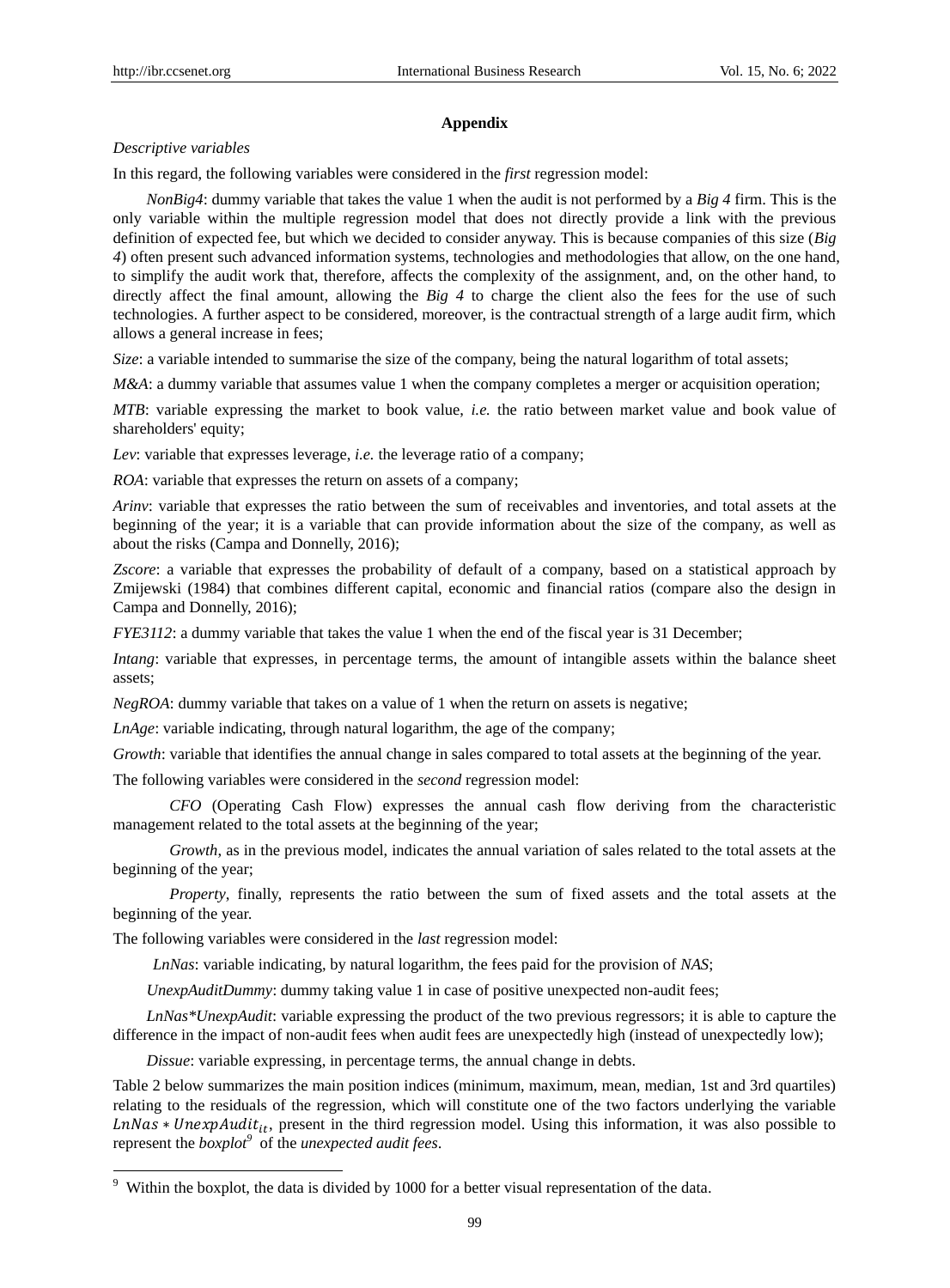## Appendix

*Descriptive variables*

In this regard, the following variables were considered in the *first* regression model:

*NonBig4*: dummy variable that takes the value 1 when the audit is not performed by a *Big 4* firm. This is the only variable within the multiple regression model that does not directly provide a link with the previous definition of expected fee, but which we decided to consider anyway. This is because companies of this size (*Big 4*) often present such advanced information systems, technologies and methodologies that allow, on the one hand, to simplify the audit work that, therefore, affects the complexity of the assignment, and, on the other hand, to directly affect the final amount, allowing the *Big 4* to charge the client also the fees for the use of such technologies. A further aspect to be considered, moreover, is the contractual strength of a large audit firm, which allows a general increase in fees;

*Size*: a variable intended to summarise the size of the company, being the natural logarithm of total assets;

*M&A*: a dummy variable that assumes value 1 when the company completes a merger or acquisition operation;

*MTB*: variable expressing the market to book value, *i.e.* the ratio between market value and book value of shareholders' equity;

*Lev*: variable that expresses leverage, *i.e.* the leverage ratio of a company;

*ROA*: variable that expresses the return on assets of a company;

*Arinv*: variable that expresses the ratio between the sum of receivables and inventories, and total assets at the beginning of the year; it is a variable that can provide information about the size of the company, as well as about the risks (Campa and Donnelly, 2016);

*Zscore*: a variable that expresses the probability of default of a company, based on a statistical approach by Zmijewski (1984) that combines different capital, economic and financial ratios (compare also the design in Campa and Donnelly, 2016);

*FYE3112*: a dummy variable that takes the value 1 when the end of the fiscal year is 31 December;

*Intang*: variable that expresses, in percentage terms, the amount of intangible assets within the balance sheet assets;

*NegROA*: dummy variable that takes on a value of 1 when the return on assets is negative;

*LnAge*: variable indicating, through natural logarithm, the age of the company;

*Growth*: variable that identifies the annual change in sales compared to total assets at the beginning of the year.

The following variables were considered in the *second* regression model:

*CFO* (Operating Cash Flow) expresses the annual cash flow deriving from the characteristic management related to the total assets at the beginning of the year;

*Growth*, as in the previous model, indicates the annual variation of sales related to the total assets at the beginning of the year;

*Property*, finally, represents the ratio between the sum of fixed assets and the total assets at the beginning of the year.

The following variables were considered in the *last* regression model:

*LnNas*: variable indicating, by natural logarithm, the fees paid for the provision of *NAS*;

*UnexpAuditDummy*: dummy taking value 1 in case of positive unexpected non-audit fees;

*LnNas*UnexpAudit*: variable expressing the product of the two previous regressors; it is able to capture the difference in the impact of non-audit fees when audit fees are unexpectedly high (instead of unexpectedly low);

*Dissue*: variable expressing, in percentage terms, the annual change in debts.

Table 2 below summarizes the main position indices (minimum, maximum, mean, median, 1st and 3rd quartiles) relating to the residuals of the regression, which will constitute one of the two factors underlying the variable $LnNas * UnexpAudit_{it}$, present in the third regression model. Using this information, it was also possible to represent the *boxplot*[9] of the *unexpected audit fees*.

[9] Within the boxplot, the data is divided by 1000 for a better visual representation of the data.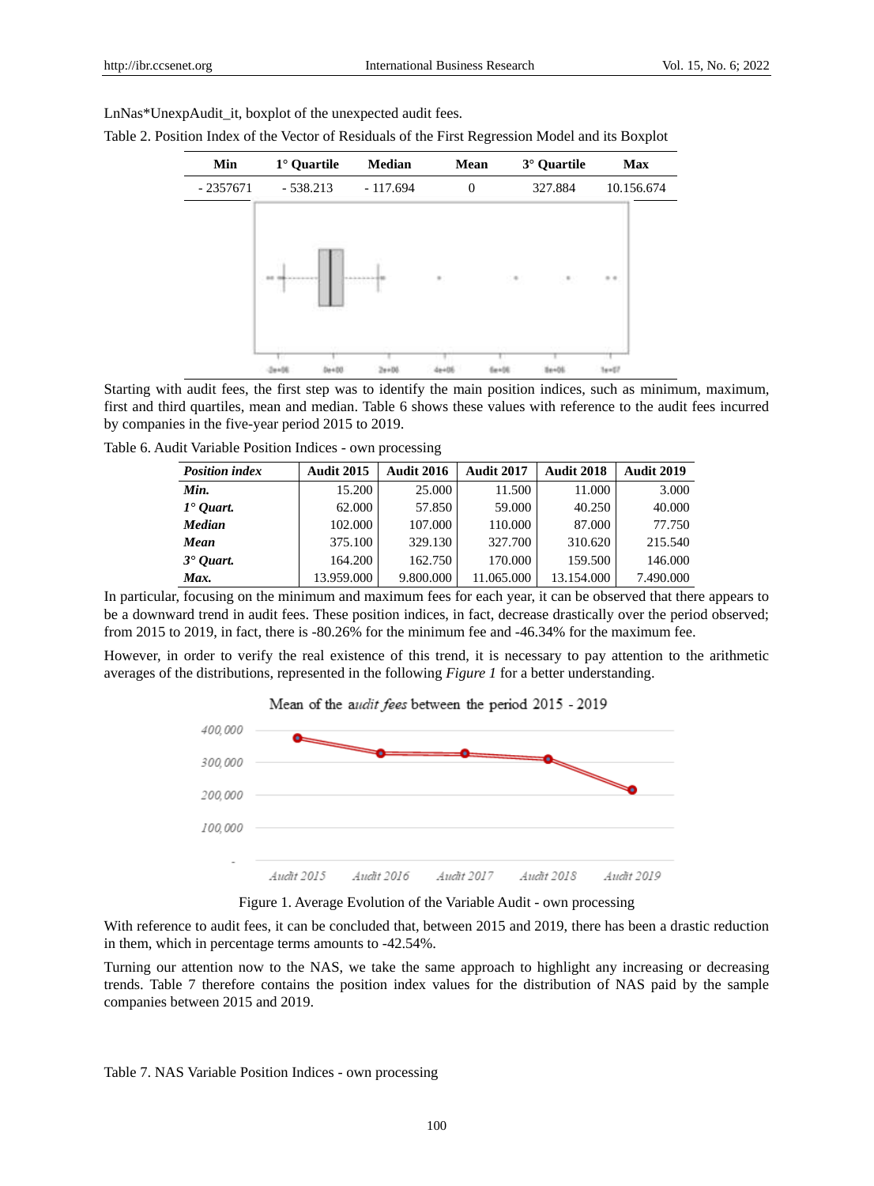LnNas*UnexpAudit_it, boxplot of the unexpected audit fees.

Table 2. Position Index of the Vector of Residuals of the First Regression Model and its Boxplot

| Min | 1° Quartile | Median | Mean | 3° Quartile | Max |
|---|---|---|---|---|---|
| - 2357671 | - 538.213 | - 117.694 | 0 | 327.884 | 10.156.674 |

Starting with audit fees, the first step was to identify the main position indices, such as minimum, maximum, first and third quartiles, mean and median. Table 6 shows these values with reference to the audit fees incurred by companies in the five-year period 2015 to 2019.

Table 6. Audit Variable Position Indices - own processing

| *Position index* | Audit 2015 | Audit 2016 | Audit 2017 | Audit 2018 | Audit 2019 |
|---|---|---|---|---|---|
| *Min.* | 15.200 | 25.000 | 11.500 | 11.000 | 3.000 |
| *1° Quart.* | 62.000 | 57.850 | 59.000 | 40.250 | 40.000 |
| *Median* | 102.000 | 107.000 | 110.000 | 87.000 | 77.750 |
| *Mean* | 375.100 | 329.130 | 327.700 | 310.620 | 215.540 |
| *3° Quart.* | 164.200 | 162.750 | 170.000 | 159.500 | 146.000 |
| *Max.* | 13.959.000 | 9.800.000 | 11.065.000 | 13.154.000 | 7.490.000 |

In particular, focusing on the minimum and maximum fees for each year, it can be observed that there appears to be a downward trend in audit fees. These position indices, in fact, decrease drastically over the period observed; from 2015 to 2019, in fact, there is -80.26% for the minimum fee and -46.34% for the maximum fee.

However, in order to verify the real existence of this trend, it is necessary to pay attention to the arithmetic averages of the distributions, represented in the following *Figure 1* for a better understanding.

Figure 1. Average Evolution of the Variable Audit - own processing

With reference to audit fees, it can be concluded that, between 2015 and 2019, there has been a drastic reduction in them, which in percentage terms amounts to -42.54%.

Turning our attention now to the NAS, we take the same approach to highlight any increasing or decreasing trends. Table 7 therefore contains the position index values for the distribution of NAS paid by the sample companies between 2015 and 2019.

Table 7. NAS Variable Position Indices - own processing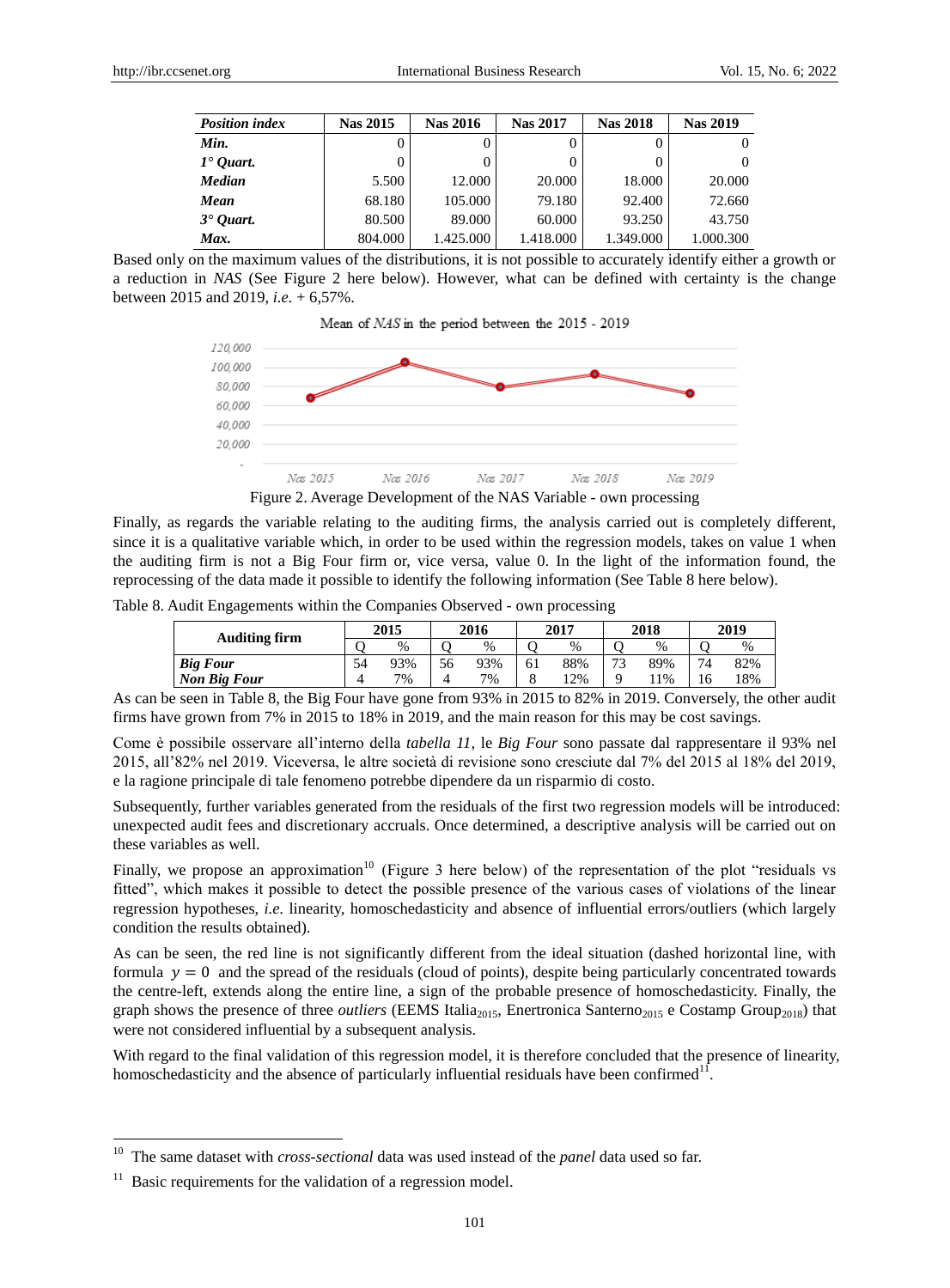| *Position index* | Nas 2015 | Nas 2016 | Nas 2017 | Nas 2018 | Nas 2019 |
|---|---|---|---|---|---|
| *Min.* | 0 | 0 | 0 | 0 | 0 |
| *1° Quart.* | 0 | 0 | 0 | 0 | 0 |
| *Median* | 5.500 | 12.000 | 20.000 | 18.000 | 20.000 |
| *Mean* | 68.180 | 105.000 | 79.180 | 92.400 | 72.660 |
| *3° Quart.* | 80.500 | 89.000 | 60.000 | 93.250 | 43.750 |
| *Max.* | 804.000 | 1.425.000 | 1.418.000 | 1.349.000 | 1.000.300 |

Based only on the maximum values of the distributions, it is not possible to accurately identify either a growth or a reduction in *NAS* (See Figure 2 here below). However, what can be defined with certainty is the change between 2015 and 2019, *i.e.* + 6,57%.

Figure 2. Average Development of the NAS Variable - own processing

Finally, as regards the variable relating to the auditing firms, the analysis carried out is completely different, since it is a qualitative variable which, in order to be used within the regression models, takes on value 1 when the auditing firm is not a Big Four firm or, vice versa, value 0. In the light of the information found, the reprocessing of the data made it possible to identify the following information (See Table 8 here below).

Table 8. Audit Engagements within the Companies Observed - own processing

| Auditing firm | 2015 | | 2016 | | 2017 | | 2018 | | 2019 | |
|---|---|---|---|---|---|---|---|---|---|---|
| | Q | % | Q | % | Q | % | Q | % | Q | % |
| ***Big Four*** | 54 | 93% | 56 | 93% | 61 | 88% | 73 | 89% | 74 | 82% |
| ***Non Big Four*** | 4 | 7% | 4 | 7% | 8 | 12% | 9 | 11% | 16 | 18% |

As can be seen in Table 8, the Big Four have gone from 93% in 2015 to 82% in 2019. Conversely, the other audit firms have grown from 7% in 2015 to 18% in 2019, and the main reason for this may be cost savings.

Come è possibile osservare all'interno della *tabella 11*, le *Big Four* sono passate dal rappresentare il 93% nel 2015, all'82% nel 2019. Viceversa, le altre società di revisione sono cresciute dal 7% del 2015 al 18% del 2019, e la ragione principale di tale fenomeno potrebbe dipendere da un risparmio di costo.

Subsequently, further variables generated from the residuals of the first two regression models will be introduced: unexpected audit fees and discretionary accruals. Once determined, a descriptive analysis will be carried out on these variables as well.

Finally, we propose an approximation[10] (Figure 3 here below) of the representation of the plot "residuals vs fitted", which makes it possible to detect the possible presence of the various cases of violations of the linear regression hypotheses, *i.e.* linearity, homoschedasticity and absence of influential errors/outliers (which largely condition the results obtained).

As can be seen, the red line is not significantly different from the ideal situation (dashed horizontal line, with formula $y = 0$ and the spread of the residuals (cloud of points), despite being particularly concentrated towards the centre-left, extends along the entire line, a sign of the probable presence of homoschedasticity. Finally, the graph shows the presence of three *outliers* (EEMS Italia$_{2015}$, Enertronica Santerno$_{2015}$ e Costamp Group$_{2018}$) that were not considered influential by a subsequent analysis.

With regard to the final validation of this regression model, it is therefore concluded that the presence of linearity, homoschedasticity and the absence of particularly influential residuals have been confirmed[11].

---

[10] The same dataset with *cross-sectional* data was used instead of the *panel* data used so far.

[11] Basic requirements for the validation of a regression model.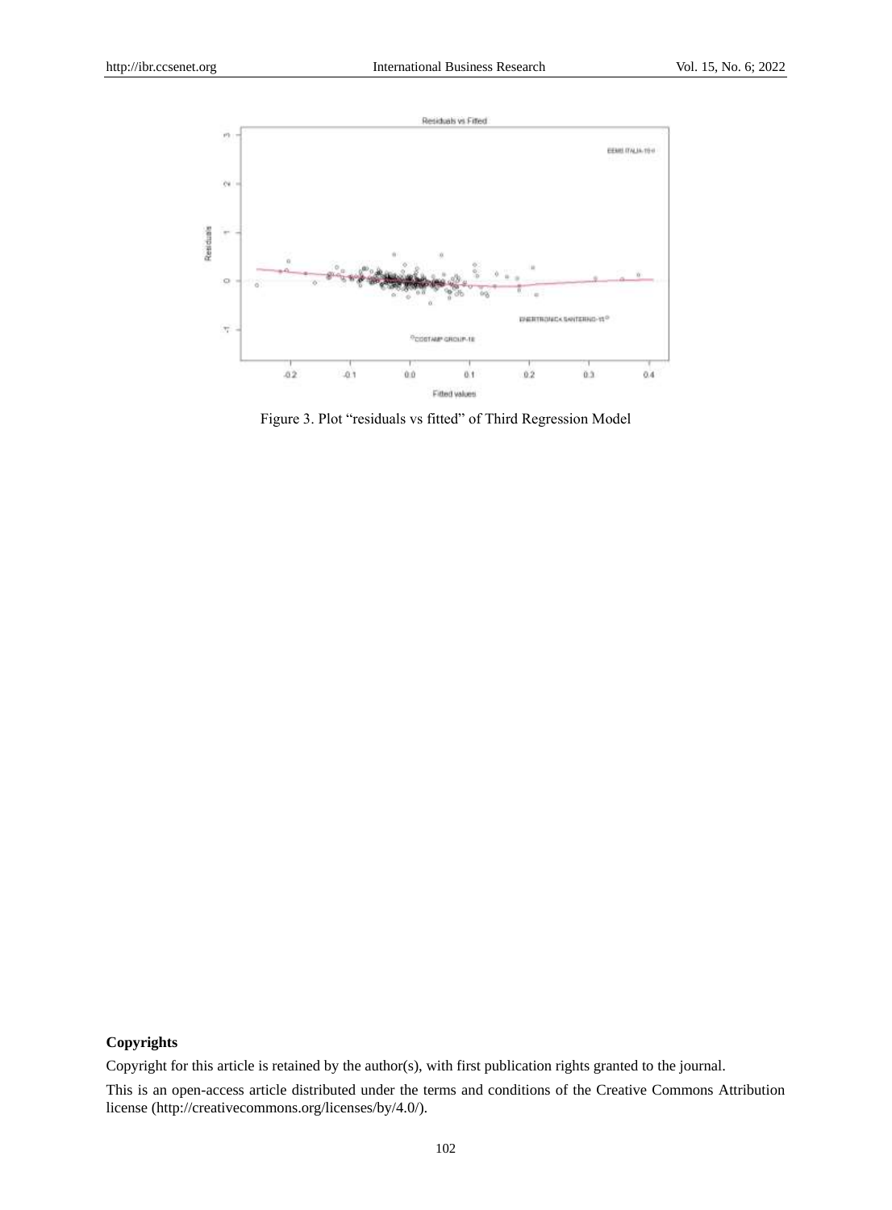Residuals vs Fitted

EEMS ITALIA-19

ENERTRONICA SANTERNO-15

COSTAMP GROUP-18

Residuals

Fitted values

Figure 3. Plot "residuals vs fitted" of Third Regression Model

**Copyrights**

Copyright for this article is retained by the author(s), with first publication rights granted to the journal.

This is an open-access article distributed under the terms and conditions of the Creative Commons Attribution license (http://creativecommons.org/licenses/by/4.0/).